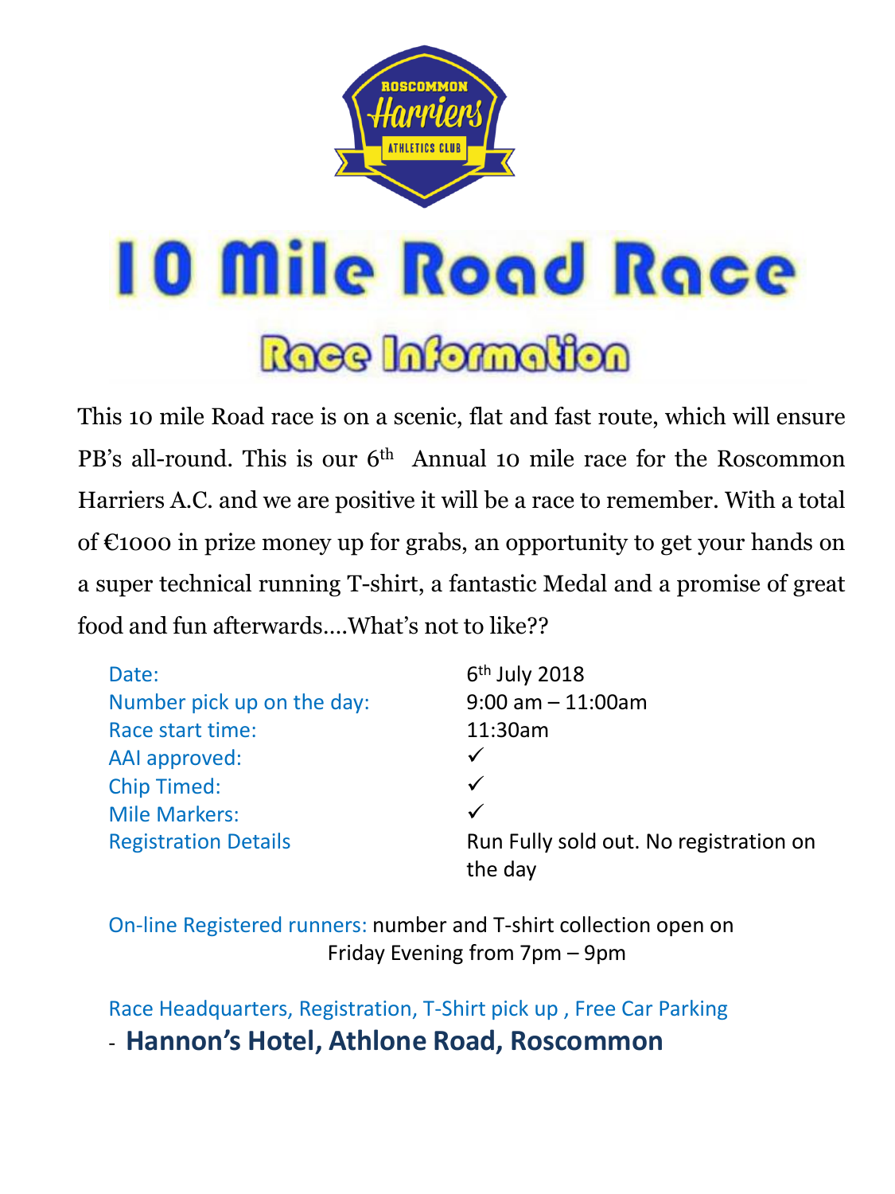# 10 Mile Road Race

## Race Information

This 10 mile Road race is on a scenic, flat and fast route, which will ensure PB's all-round. This is our 6th Annual 10 mile race for the Roscommon Harriers A.C. and we are positive it will be a race to remember. With a total of €1000 in prize money up for grabs, an opportunity to get your hands on a super technical running T-shirt, a fantastic Medal and a promise of great food and fun afterwards....What's not to like??

| | |
|---|---|
| Date: | 6th July 2018 |
| Number pick up on the day: | 9:00 am – 11:00am |
| Race start time: | 11:30am |
| AAI approved: | ✓ |
| Chip Timed: | ✓ |
| Mile Markers: | ✓ |
| Registration Details | Run Fully sold out. No registration on the day |

On-line Registered runners: number and T-shirt collection open on Friday Evening from 7pm – 9pm

Race Headquarters, Registration, T-Shirt pick up , Free Car Parking

- **Hannon's Hotel, Athlone Road, Roscommon**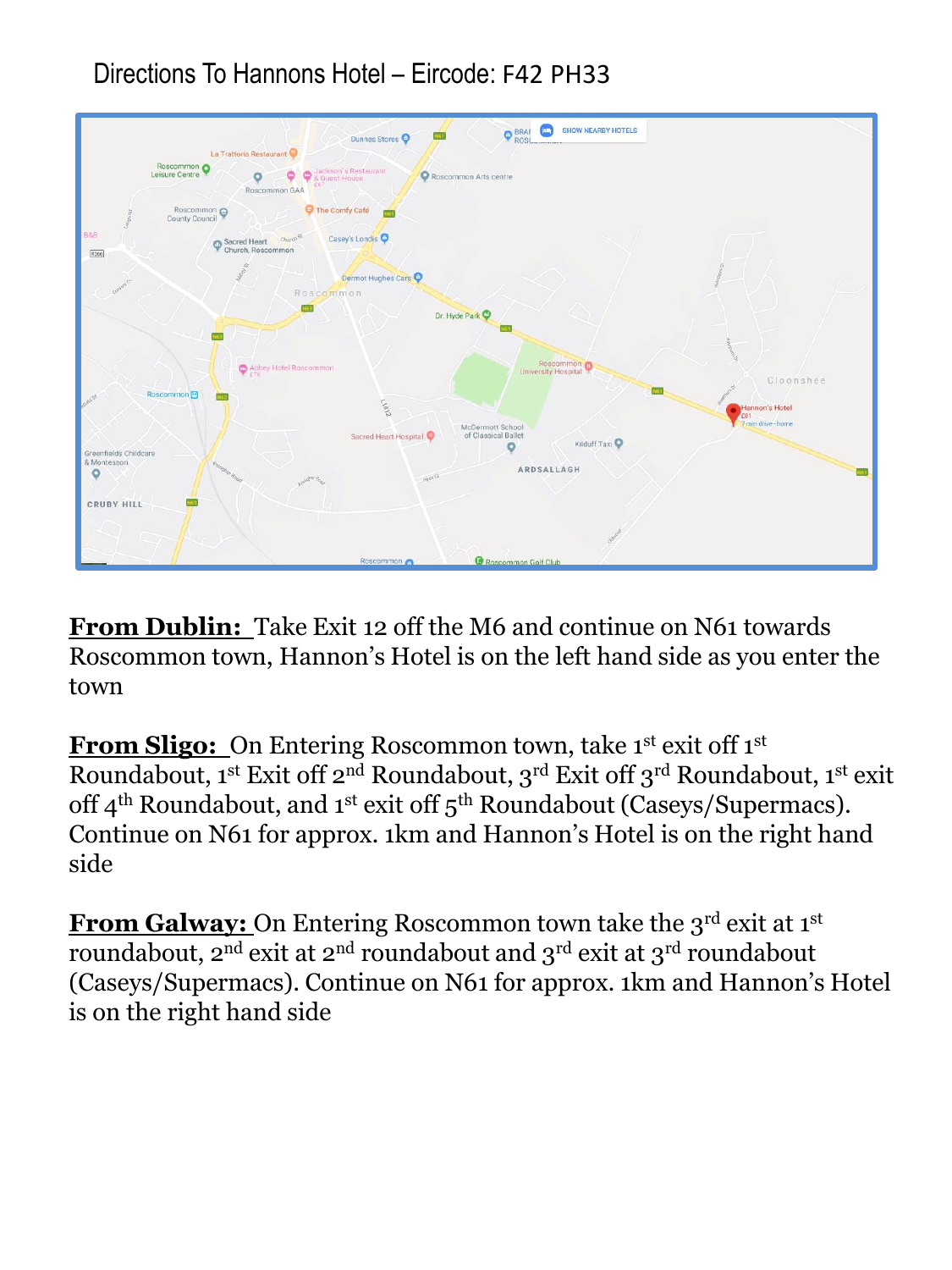Directions To Hannons Hotel – Eircode: F42 PH33

**From Dublin:** Take Exit 12 off the M6 and continue on N61 towards Roscommon town, Hannon's Hotel is on the left hand side as you enter the town

**From Sligo:** On Entering Roscommon town, take 1st exit off 1st Roundabout, 1st Exit off 2nd Roundabout, 3rd Exit off 3rd Roundabout, 1st exit off 4th Roundabout, and 1st exit off 5th Roundabout (Caseys/Supermacs). Continue on N61 for approx. 1km and Hannon's Hotel is on the right hand side

**From Galway:** On Entering Roscommon town take the 3rd exit at 1st roundabout, 2nd exit at 2nd roundabout and 3rd exit at 3rd roundabout (Caseys/Supermacs). Continue on N61 for approx. 1km and Hannon's Hotel is on the right hand side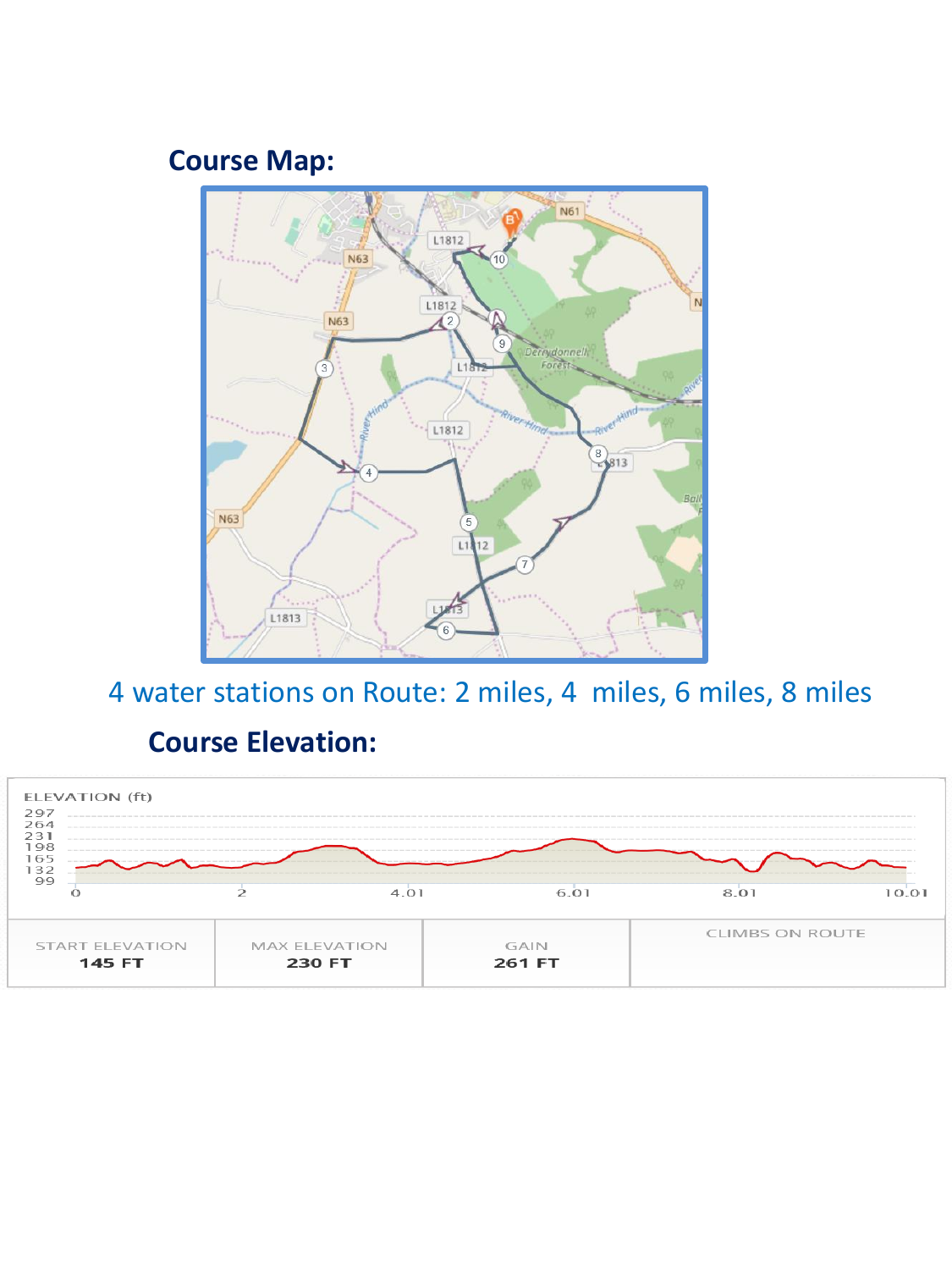## Course Map:

4 water stations on Route: 2 miles, 4 miles, 6 miles, 8 miles

## Course Elevation:

| START ELEVATION | MAX ELEVATION | GAIN | CLIMBS ON ROUTE |
|---|---|---|---|
| 145 FT | 230 FT | 261 FT | |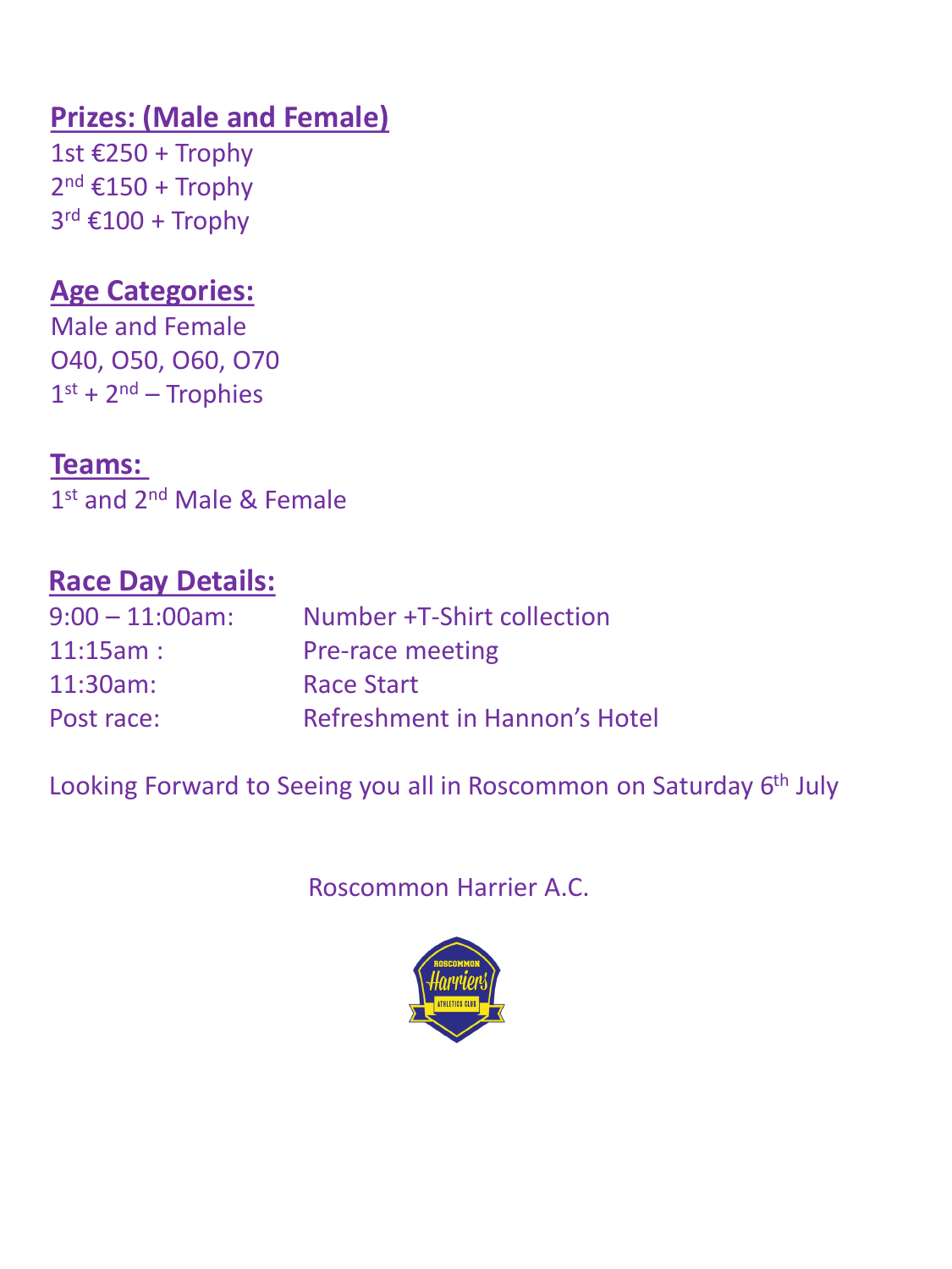## Prizes: (Male and Female)

1st €250 + Trophy
2nd €150 + Trophy
3rd €100 + Trophy

## Age Categories:

Male and Female
O40, O50, O60, O70
1st + 2nd – Trophies

## Teams:

1st and 2nd Male & Female

## Race Day Details:

| | |
|---|---|
| 9:00 – 11:00am: | Number +T-Shirt collection |
| 11:15am : | Pre-race meeting |
| 11:30am: | Race Start |
| Post race: | Refreshment in Hannon's Hotel |

Looking Forward to Seeing you all in Roscommon on Saturday 6th July

Roscommon Harrier A.C.